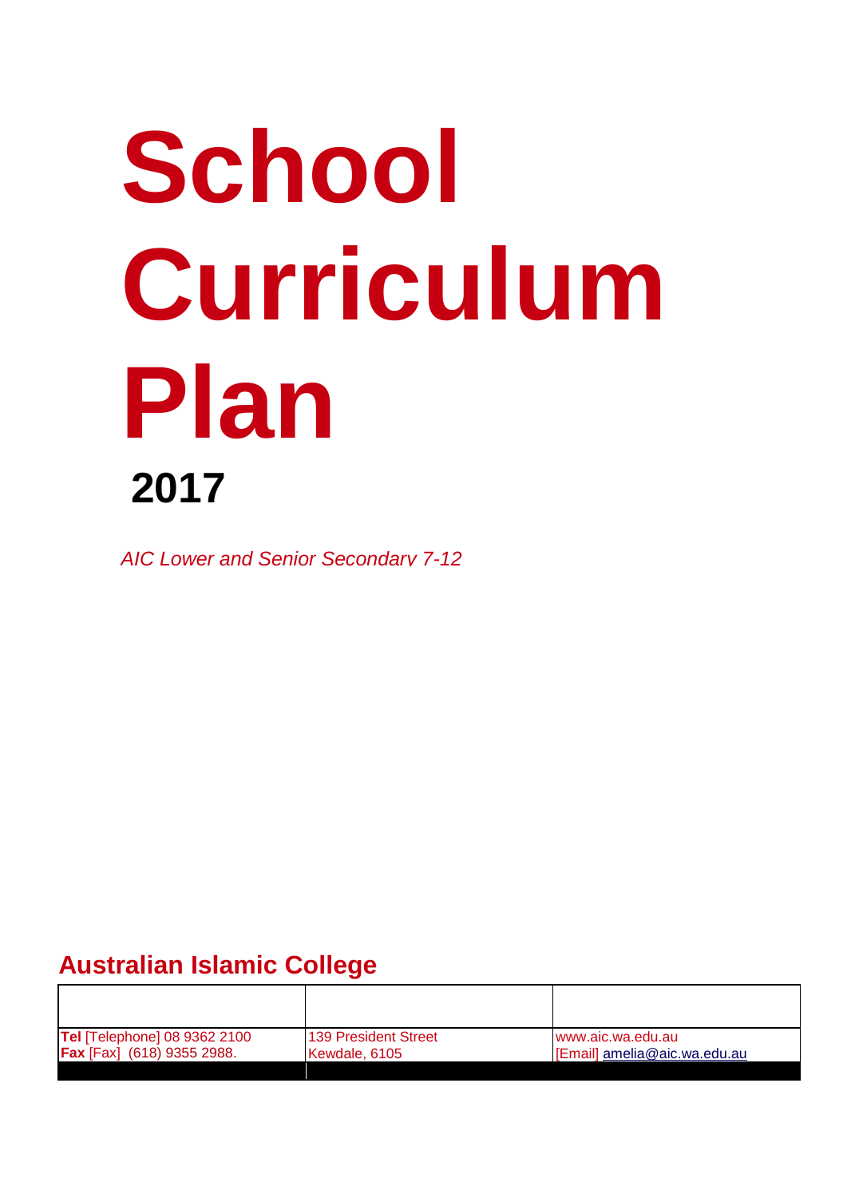# School Curriculum Plan

## 2017

*AIC Lower and Senior Secondary 7-12*

## Australian Islamic College

| | | |
|---|---|---|
| **Tel** [Telephone] 08 9362 2100<br>**Fax** [Fax] (618) 9355 2988. | 139 President Street<br>Kewdale, 6105 | www.aic.wa.edu.au<br>[Email] amelia@aic.wa.edu.au |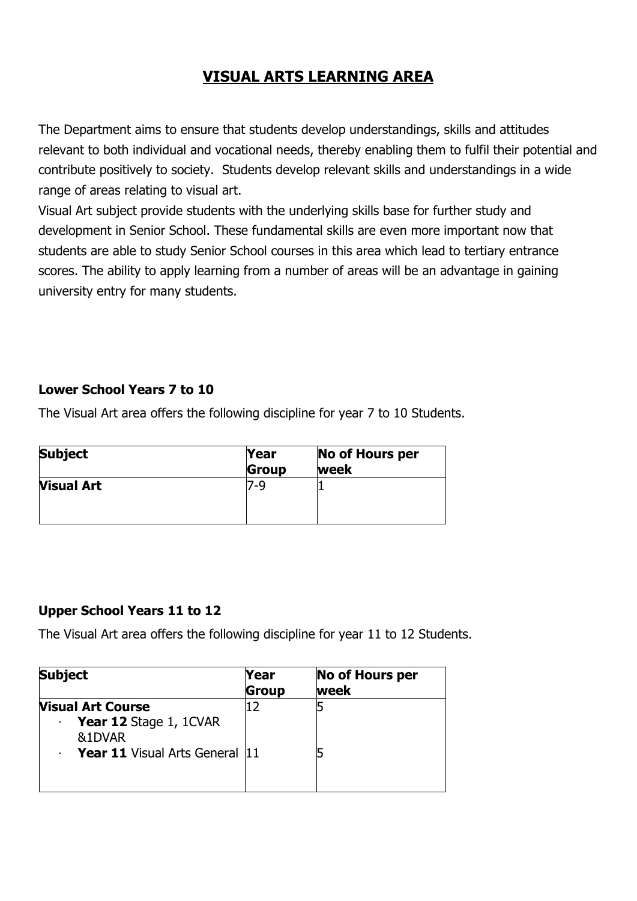# VISUAL ARTS LEARNING AREA

The Department aims to ensure that students develop understandings, skills and attitudes relevant to both individual and vocational needs, thereby enabling them to fulfil their potential and contribute positively to society.  Students develop relevant skills and understandings in a wide range of areas relating to visual art.

Visual Art subject provide students with the underlying skills base for further study and development in Senior School. These fundamental skills are even more important now that students are able to study Senior School courses in this area which lead to tertiary entrance scores. The ability to apply learning from a number of areas will be an advantage in gaining university entry for many students.

### Lower School Years 7 to 10

The Visual Art area offers the following discipline for year 7 to 10 Students.

| **Subject** | **Year Group** | **No of Hours per week** |
|---|---|---|
| **Visual Art** | 7-9 | 1 |

### Upper School Years 11 to 12

The Visual Art area offers the following discipline for year 11 to 12 Students.

| **Subject** | **Year Group** | **No of Hours per week** |
|---|---|---|
| **Visual Art Course**<br>· **Year 12** Stage 1, 1CVAR &1DVAR | 12 | 5 |
| · **Year 11** Visual Arts General | 11 | 5 |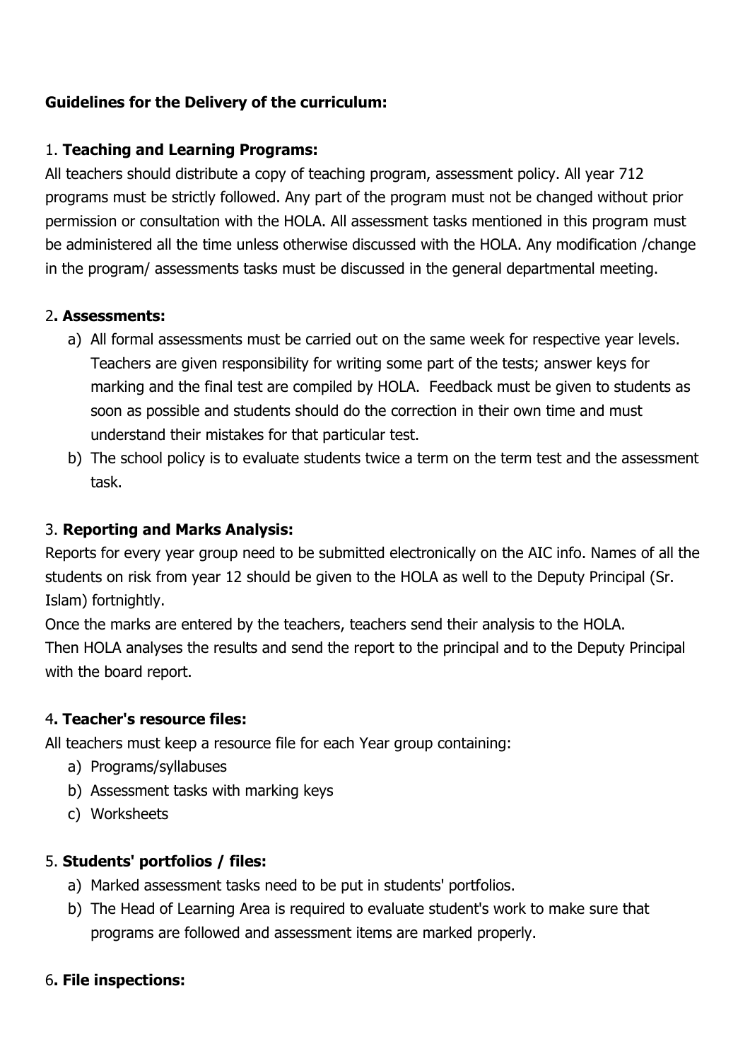**Guidelines for the Delivery of the curriculum:**

1. **Teaching and Learning Programs:**
All teachers should distribute a copy of teaching program, assessment policy. All year 712 programs must be strictly followed. Any part of the program must not be changed without prior permission or consultation with the HOLA. All assessment tasks mentioned in this program must be administered all the time unless otherwise discussed with the HOLA. Any modification /change in the program/ assessments tasks must be discussed in the general departmental meeting.

2**. Assessments:**

a) All formal assessments must be carried out on the same week for respective year levels. Teachers are given responsibility for writing some part of the tests; answer keys for marking and the final test are compiled by HOLA. Feedback must be given to students as soon as possible and students should do the correction in their own time and must understand their mistakes for that particular test.
b) The school policy is to evaluate students twice a term on the term test and the assessment task.

3. **Reporting and Marks Analysis:**
Reports for every year group need to be submitted electronically on the AIC info. Names of all the students on risk from year 12 should be given to the HOLA as well to the Deputy Principal (Sr. Islam) fortnightly.
Once the marks are entered by the teachers, teachers send their analysis to the HOLA.
Then HOLA analyses the results and send the report to the principal and to the Deputy Principal with the board report.

4**. Teacher's resource files:**
All teachers must keep a resource file for each Year group containing:

a) Programs/syllabuses
b) Assessment tasks with marking keys
c) Worksheets

5. **Students' portfolios / files:**

a) Marked assessment tasks need to be put in students' portfolios.
b) The Head of Learning Area is required to evaluate student's work to make sure that programs are followed and assessment items are marked properly.

6**. File inspections:**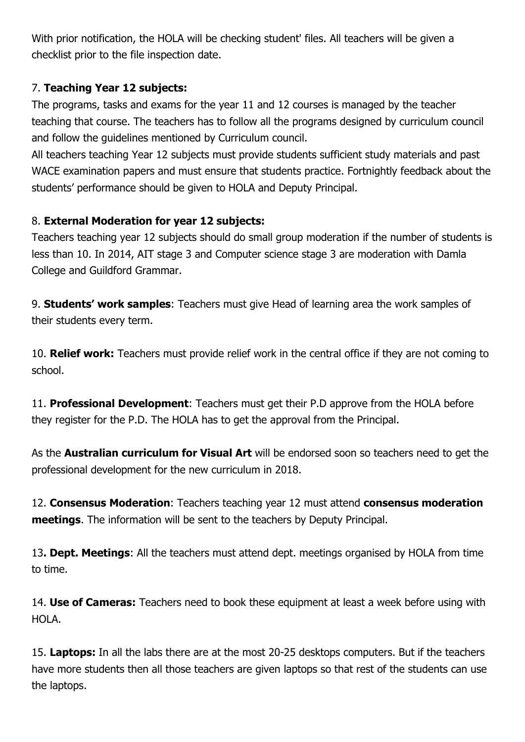With prior notification, the HOLA will be checking student' files. All teachers will be given a checklist prior to the file inspection date.

7. **Teaching Year 12 subjects:**
The programs, tasks and exams for the year 11 and 12 courses is managed by the teacher teaching that course. The teachers has to follow all the programs designed by curriculum council and follow the guidelines mentioned by Curriculum council.
All teachers teaching Year 12 subjects must provide students sufficient study materials and past WACE examination papers and must ensure that students practice. Fortnightly feedback about the students' performance should be given to HOLA and Deputy Principal.

8. **External Moderation for year 12 subjects:**
Teachers teaching year 12 subjects should do small group moderation if the number of students is less than 10. In 2014, AIT stage 3 and Computer science stage 3 are moderation with Damla College and Guildford Grammar.

9. **Students' work samples**: Teachers must give Head of learning area the work samples of their students every term.

10. **Relief work:** Teachers must provide relief work in the central office if they are not coming to school.

11. **Professional Development**: Teachers must get their P.D approve from the HOLA before they register for the P.D. The HOLA has to get the approval from the Principal.

As the **Australian curriculum for Visual Art** will be endorsed soon so teachers need to get the professional development for the new curriculum in 2018.

12. **Consensus Moderation**: Teachers teaching year 12 must attend **consensus moderation meetings**. The information will be sent to the teachers by Deputy Principal.

13**. Dept. Meetings**: All the teachers must attend dept. meetings organised by HOLA from time to time.

14. **Use of Cameras:** Teachers need to book these equipment at least a week before using with HOLA.

15. **Laptops:** In all the labs there are at the most 20-25 desktops computers. But if the teachers have more students then all those teachers are given laptops so that rest of the students can use the laptops.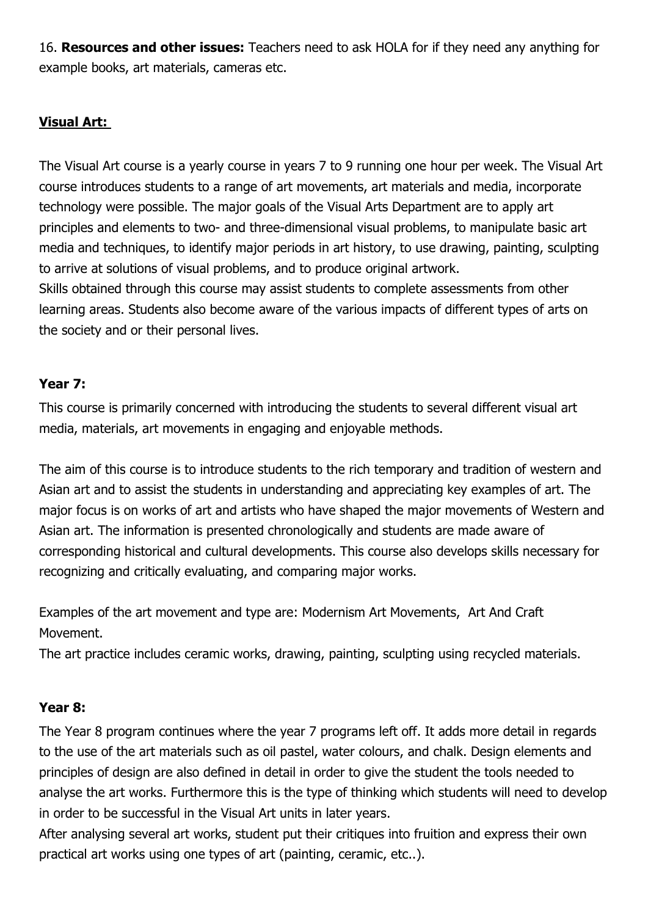16. **Resources and other issues:** Teachers need to ask HOLA for if they need any anything for example books, art materials, cameras etc.

## **Visual Art:**

The Visual Art course is a yearly course in years 7 to 9 running one hour per week. The Visual Art course introduces students to a range of art movements, art materials and media, incorporate technology were possible. The major goals of the Visual Arts Department are to apply art principles and elements to two- and three-dimensional visual problems, to manipulate basic art media and techniques, to identify major periods in art history, to use drawing, painting, sculpting to arrive at solutions of visual problems, and to produce original artwork.
Skills obtained through this course may assist students to complete assessments from other learning areas. Students also become aware of the various impacts of different types of arts on the society and or their personal lives.

### **Year 7:**

This course is primarily concerned with introducing the students to several different visual art media, materials, art movements in engaging and enjoyable methods.

The aim of this course is to introduce students to the rich temporary and tradition of western and Asian art and to assist the students in understanding and appreciating key examples of art. The major focus is on works of art and artists who have shaped the major movements of Western and Asian art. The information is presented chronologically and students are made aware of corresponding historical and cultural developments. This course also develops skills necessary for recognizing and critically evaluating, and comparing major works.

Examples of the art movement and type are: Modernism Art Movements, Art And Craft Movement.
The art practice includes ceramic works, drawing, painting, sculpting using recycled materials.

### **Year 8:**

The Year 8 program continues where the year 7 programs left off. It adds more detail in regards to the use of the art materials such as oil pastel, water colours, and chalk. Design elements and principles of design are also defined in detail in order to give the student the tools needed to analyse the art works. Furthermore this is the type of thinking which students will need to develop in order to be successful in the Visual Art units in later years.
After analysing several art works, student put their critiques into fruition and express their own practical art works using one types of art (painting, ceramic, etc..).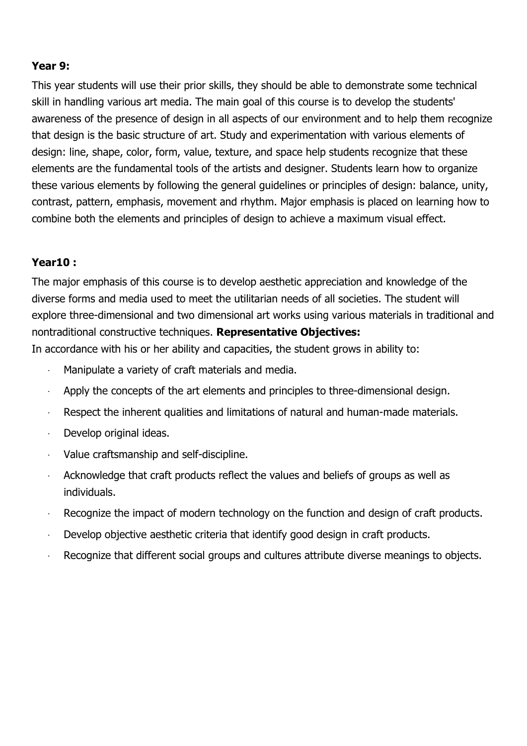**Year 9:**

This year students will use their prior skills, they should be able to demonstrate some technical skill in handling various art media. The main goal of this course is to develop the students' awareness of the presence of design in all aspects of our environment and to help them recognize that design is the basic structure of art. Study and experimentation with various elements of design: line, shape, color, form, value, texture, and space help students recognize that these elements are the fundamental tools of the artists and designer. Students learn how to organize these various elements by following the general guidelines or principles of design: balance, unity, contrast, pattern, emphasis, movement and rhythm. Major emphasis is placed on learning how to combine both the elements and principles of design to achieve a maximum visual effect.

**Year10 :**

The major emphasis of this course is to develop aesthetic appreciation and knowledge of the diverse forms and media used to meet the utilitarian needs of all societies. The student will explore three-dimensional and two dimensional art works using various materials in traditional and nontraditional constructive techniques. **Representative Objectives:**

In accordance with his or her ability and capacities, the student grows in ability to:

- Manipulate a variety of craft materials and media.
- Apply the concepts of the art elements and principles to three-dimensional design.
- Respect the inherent qualities and limitations of natural and human-made materials.
- Develop original ideas.
- Value craftsmanship and self-discipline.
- Acknowledge that craft products reflect the values and beliefs of groups as well as individuals.
- Recognize the impact of modern technology on the function and design of craft products.
- Develop objective aesthetic criteria that identify good design in craft products.
- Recognize that different social groups and cultures attribute diverse meanings to objects.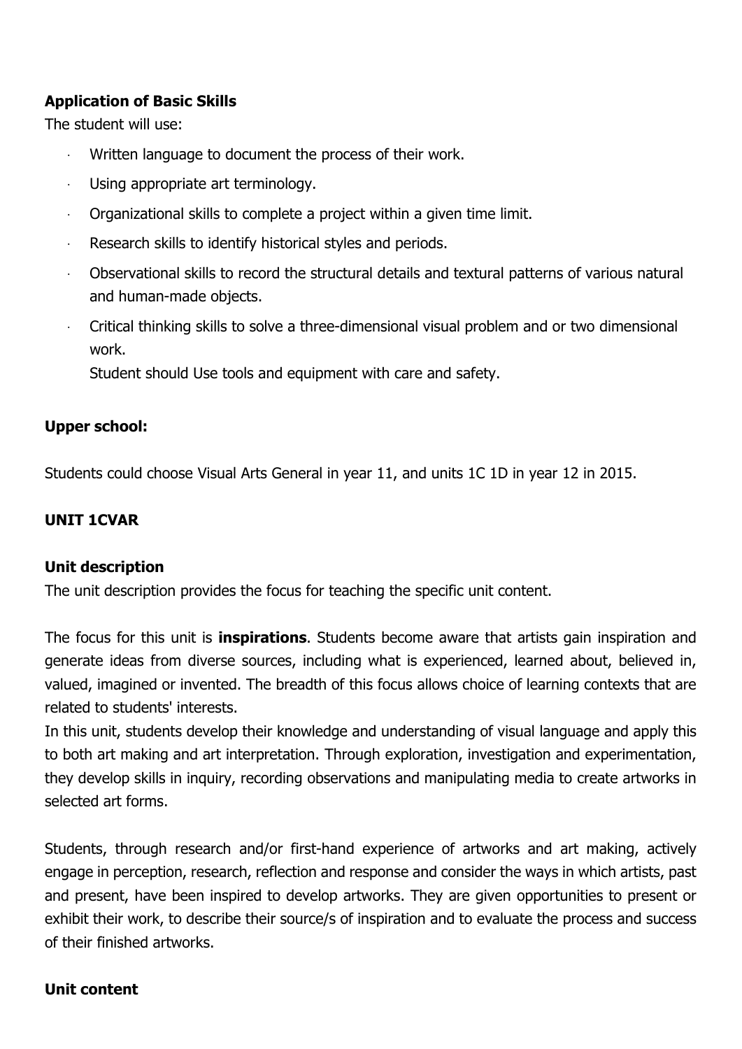**Application of Basic Skills**

The student will use:

- Written language to document the process of their work.
- Using appropriate art terminology.
- Organizational skills to complete a project within a given time limit.
- Research skills to identify historical styles and periods.
- Observational skills to record the structural details and textural patterns of various natural and human-made objects.
- Critical thinking skills to solve a three-dimensional visual problem and or two dimensional work.

  Student should Use tools and equipment with care and safety.

**Upper school:**

Students could choose Visual Arts General in year 11, and units 1C 1D in year 12 in 2015.

**UNIT 1CVAR**

**Unit description**

The unit description provides the focus for teaching the specific unit content.

The focus for this unit is **inspirations**. Students become aware that artists gain inspiration and generate ideas from diverse sources, including what is experienced, learned about, believed in, valued, imagined or invented. The breadth of this focus allows choice of learning contexts that are related to students' interests.

In this unit, students develop their knowledge and understanding of visual language and apply this to both art making and art interpretation. Through exploration, investigation and experimentation, they develop skills in inquiry, recording observations and manipulating media to create artworks in selected art forms.

Students, through research and/or first-hand experience of artworks and art making, actively engage in perception, research, reflection and response and consider the ways in which artists, past and present, have been inspired to develop artworks. They are given opportunities to present or exhibit their work, to describe their source/s of inspiration and to evaluate the process and success of their finished artworks.

**Unit content**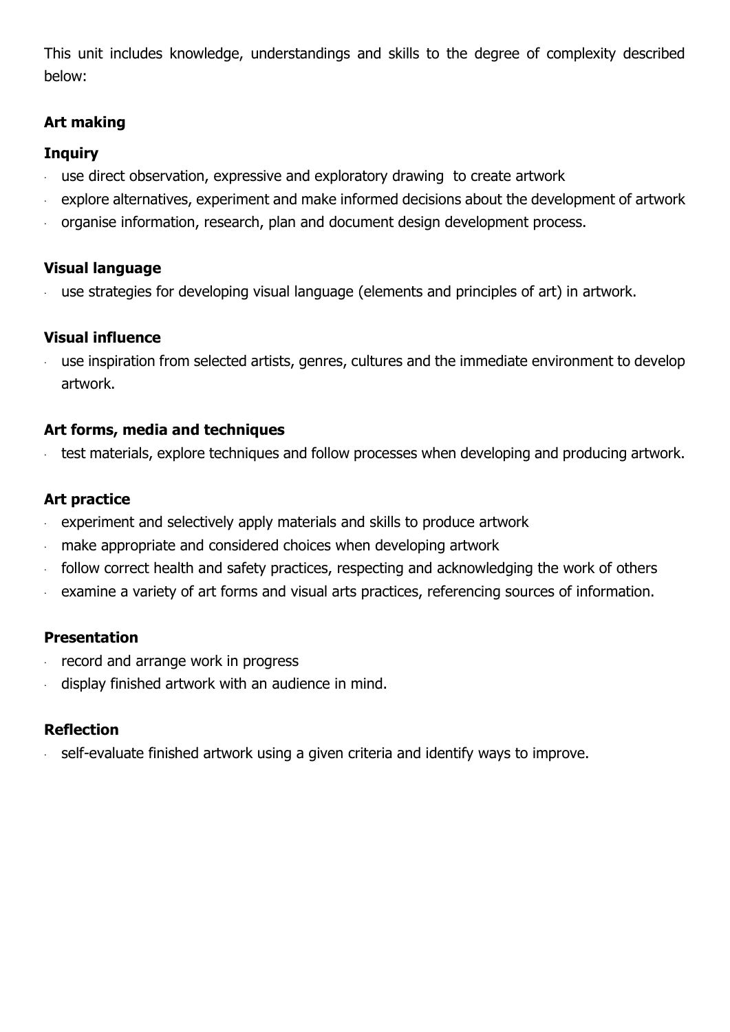This unit includes knowledge, understandings and skills to the degree of complexity described below:

**Art making**

**Inquiry**

- use direct observation, expressive and exploratory drawing  to create artwork
- explore alternatives, experiment and make informed decisions about the development of artwork
- organise information, research, plan and document design development process.

**Visual language**

- use strategies for developing visual language (elements and principles of art) in artwork.

**Visual influence**

- use inspiration from selected artists, genres, cultures and the immediate environment to develop artwork.

**Art forms, media and techniques**

- test materials, explore techniques and follow processes when developing and producing artwork.

**Art practice**

- experiment and selectively apply materials and skills to produce artwork
- make appropriate and considered choices when developing artwork
- follow correct health and safety practices, respecting and acknowledging the work of others
- examine a variety of art forms and visual arts practices, referencing sources of information.

**Presentation**

- record and arrange work in progress
- display finished artwork with an audience in mind.

**Reflection**

- self-evaluate finished artwork using a given criteria and identify ways to improve.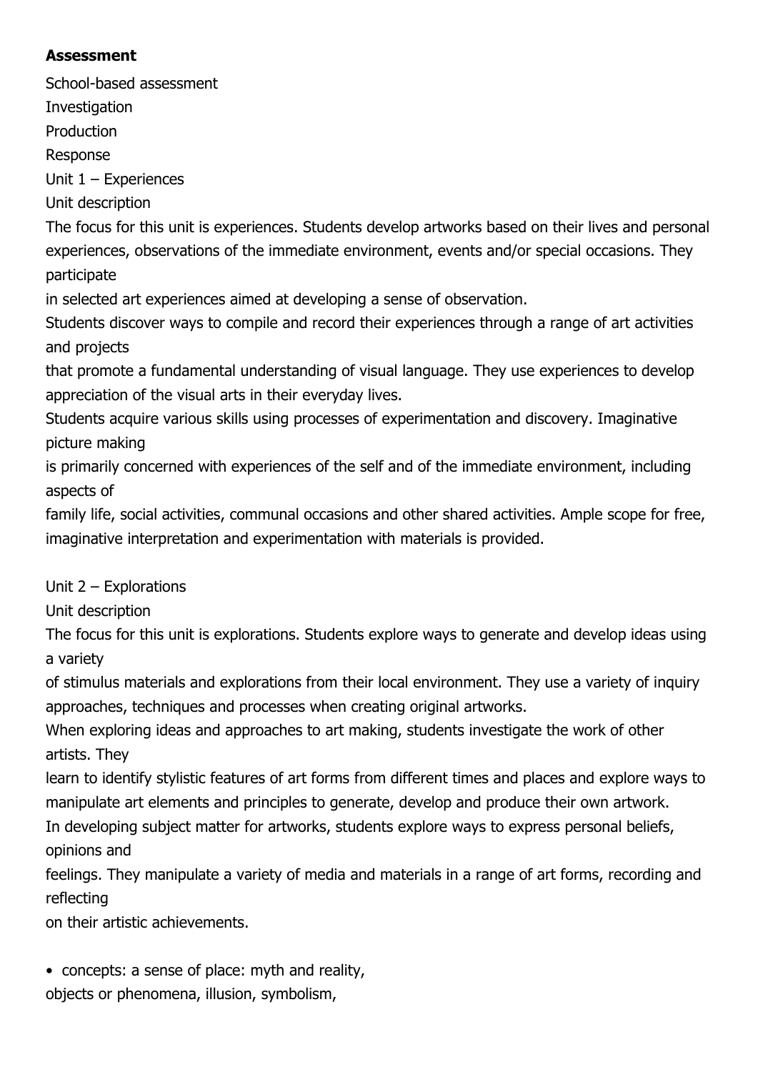**Assessment**

School-based assessment

Investigation

Production

Response

Unit 1 – Experiences

Unit description

The focus for this unit is experiences. Students develop artworks based on their lives and personal experiences, observations of the immediate environment, events and/or special occasions. They participate
in selected art experiences aimed at developing a sense of observation.

Students discover ways to compile and record their experiences through a range of art activities and projects
that promote a fundamental understanding of visual language. They use experiences to develop appreciation of the visual arts in their everyday lives.

Students acquire various skills using processes of experimentation and discovery. Imaginative picture making
is primarily concerned with experiences of the self and of the immediate environment, including aspects of
family life, social activities, communal occasions and other shared activities. Ample scope for free, imaginative interpretation and experimentation with materials is provided.

Unit 2 – Explorations

Unit description

The focus for this unit is explorations. Students explore ways to generate and develop ideas using a variety
of stimulus materials and explorations from their local environment. They use a variety of inquiry approaches, techniques and processes when creating original artworks.

When exploring ideas and approaches to art making, students investigate the work of other artists. They
learn to identify stylistic features of art forms from different times and places and explore ways to manipulate art elements and principles to generate, develop and produce their own artwork.

In developing subject matter for artworks, students explore ways to express personal beliefs, opinions and
feelings. They manipulate a variety of media and materials in a range of art forms, recording and reflecting
on their artistic achievements.

- concepts: a sense of place: myth and reality,
objects or phenomena, illusion, symbolism,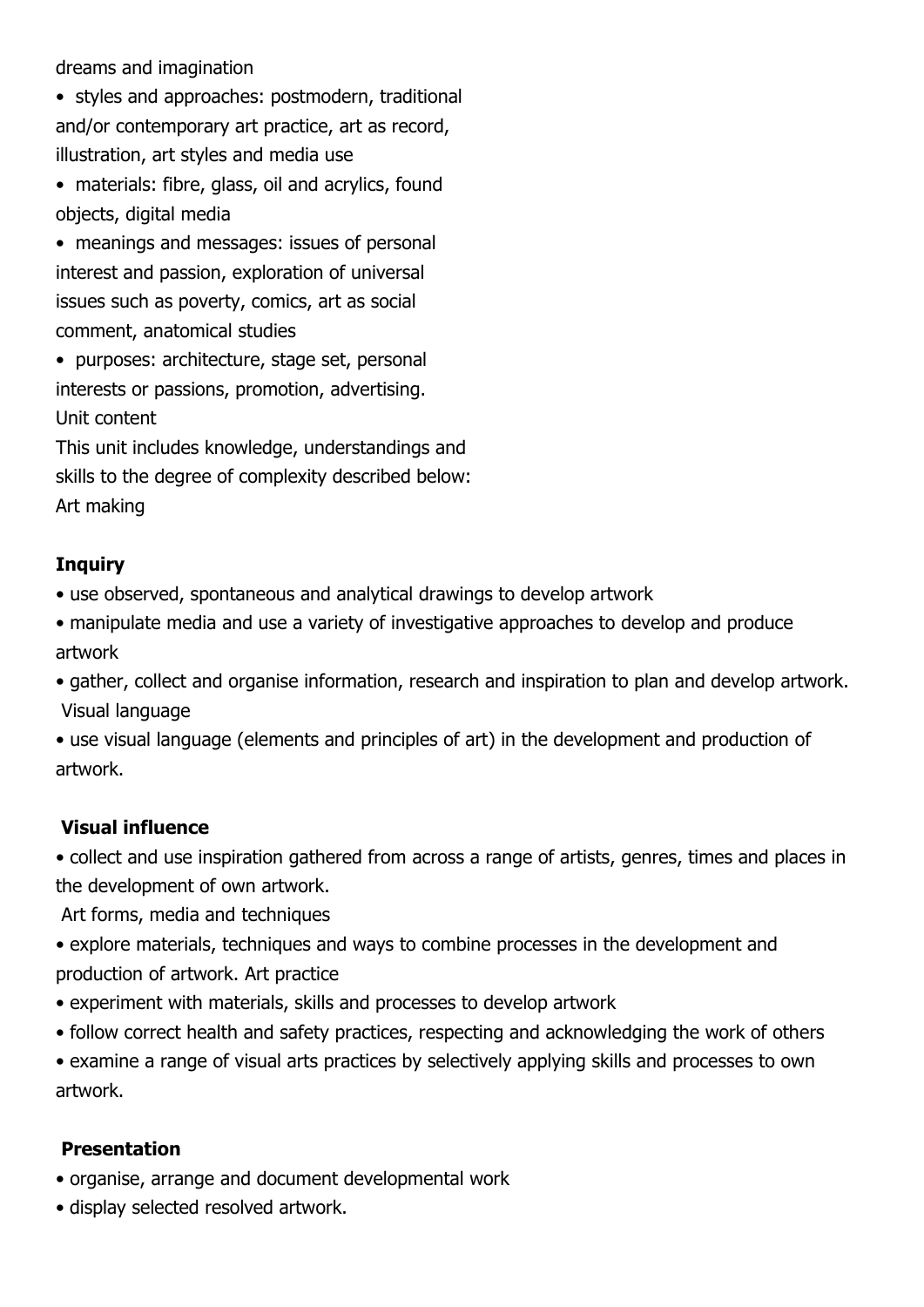dreams and imagination

- styles and approaches: postmodern, traditional and/or contemporary art practice, art as record, illustration, art styles and media use
- materials: fibre, glass, oil and acrylics, found objects, digital media
- meanings and messages: issues of personal interest and passion, exploration of universal issues such as poverty, comics, art as social comment, anatomical studies
- purposes: architecture, stage set, personal interests or passions, promotion, advertising.

Unit content

This unit includes knowledge, understandings and skills to the degree of complexity described below:

Art making

**Inquiry**

- use observed, spontaneous and analytical drawings to develop artwork
- manipulate media and use a variety of investigative approaches to develop and produce artwork
- gather, collect and organise information, research and inspiration to plan and develop artwork.

Visual language

- use visual language (elements and principles of art) in the development and production of artwork.

**Visual influence**

- collect and use inspiration gathered from across a range of artists, genres, times and places in the development of own artwork.

Art forms, media and techniques

- explore materials, techniques and ways to combine processes in the development and production of artwork. Art practice
- experiment with materials, skills and processes to develop artwork
- follow correct health and safety practices, respecting and acknowledging the work of others
- examine a range of visual arts practices by selectively applying skills and processes to own artwork.

**Presentation**

- organise, arrange and document developmental work
- display selected resolved artwork.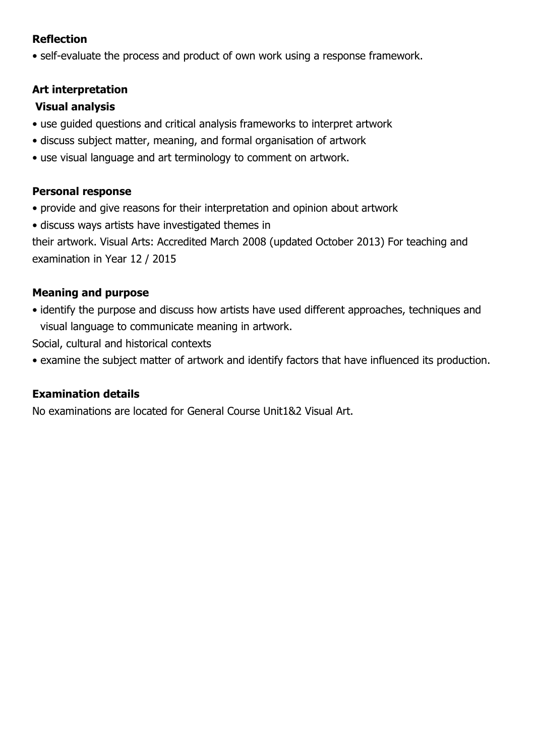**Reflection**

- self-evaluate the process and product of own work using a response framework.

**Art interpretation**

**Visual analysis**

- use guided questions and critical analysis frameworks to interpret artwork
- discuss subject matter, meaning, and formal organisation of artwork
- use visual language and art terminology to comment on artwork.

**Personal response**

- provide and give reasons for their interpretation and opinion about artwork
- discuss ways artists have investigated themes in

their artwork. Visual Arts: Accredited March 2008 (updated October 2013) For teaching and examination in Year 12 / 2015

**Meaning and purpose**

- identify the purpose and discuss how artists have used different approaches, techniques and visual language to communicate meaning in artwork.

Social, cultural and historical contexts

- examine the subject matter of artwork and identify factors that have influenced its production.

**Examination details**

No examinations are located for General Course Unit1&2 Visual Art.